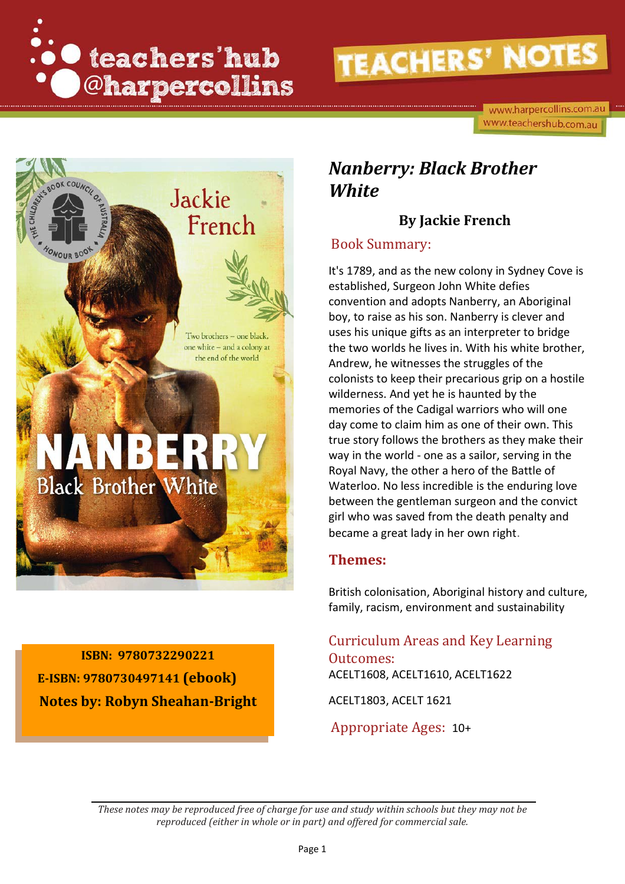teachers' hub @harpercollins

# TEACHERS' NOTES

www.harpercollins.com.au
www.teachershub.com.au

**ISBN: 9780732290221**
**E-ISBN: 9780730497141 (ebook)**
**Notes by: Robyn Sheahan-Bright**

## *Nanberry: Black Brother White*

### By Jackie French

## Book Summary:

It's 1789, and as the new colony in Sydney Cove is established, Surgeon John White defies convention and adopts Nanberry, an Aboriginal boy, to raise as his son. Nanberry is clever and uses his unique gifts as an interpreter to bridge the two worlds he lives in. With his white brother, Andrew, he witnesses the struggles of the colonists to keep their precarious grip on a hostile wilderness. And yet he is haunted by the memories of the Cadigal warriors who will one day come to claim him as one of their own. This true story follows the brothers as they make their way in the world - one as a sailor, serving in the Royal Navy, the other a hero of the Battle of Waterloo. No less incredible is the enduring love between the gentleman surgeon and the convict girl who was saved from the death penalty and became a great lady in her own right.

## Themes:

British colonisation, Aboriginal history and culture, family, racism, environment and sustainability

## Curriculum Areas and Key Learning Outcomes:

ACELT1608, ACELT1610, ACELT1622

ACELT1803, ACELT 1621

## Appropriate Ages: 10+

*These notes may be reproduced free of charge for use and study within schools but they may not be reproduced (either in whole or in part) and offered for commercial sale.*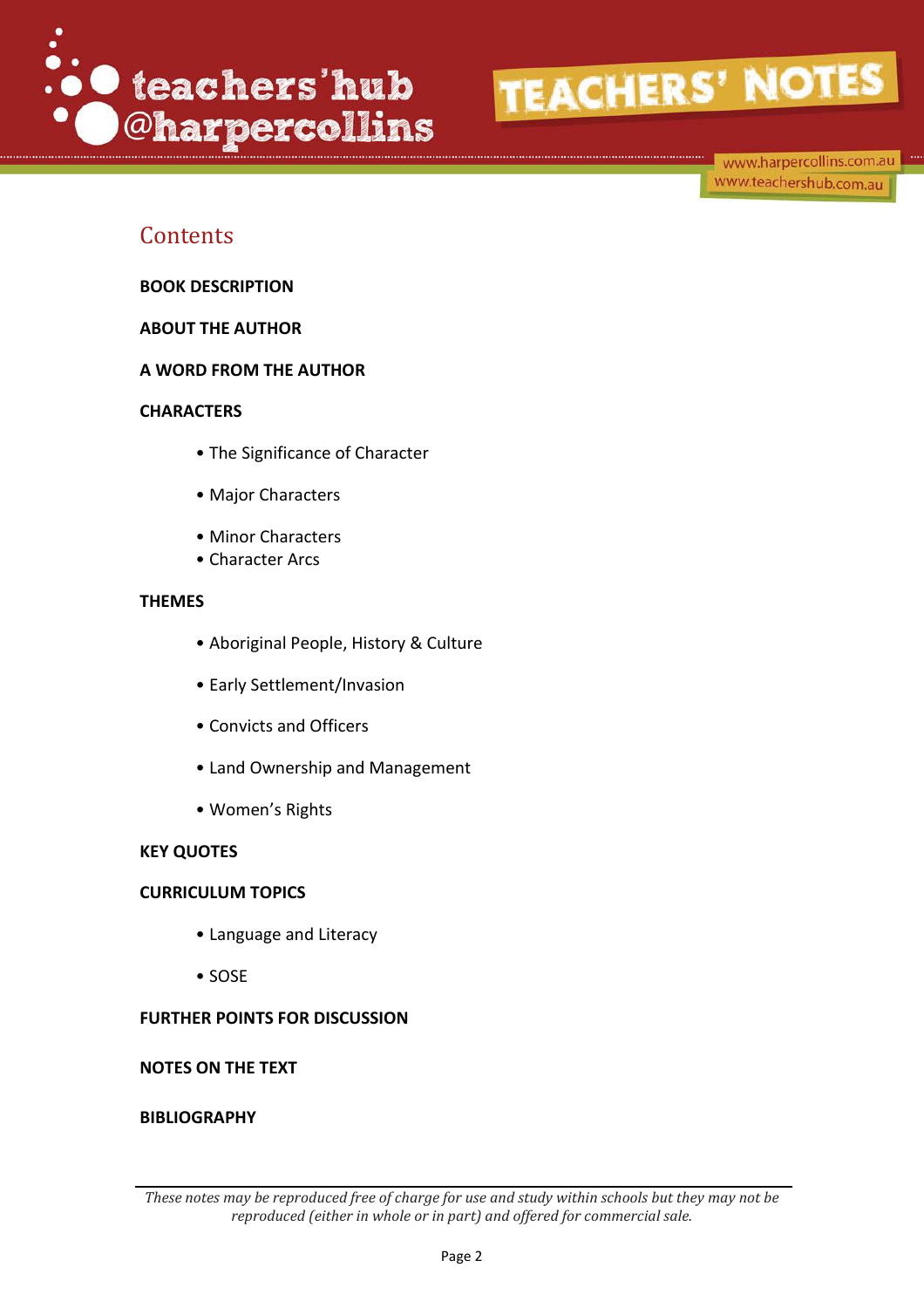## Contents

**BOOK DESCRIPTION**

**ABOUT THE AUTHOR**

**A WORD FROM THE AUTHOR**

**CHARACTERS**

- The Significance of Character
- Major Characters
- Minor Characters
- Character Arcs

**THEMES**

- Aboriginal People, History & Culture
- Early Settlement/Invasion
- Convicts and Officers
- Land Ownership and Management
- Women's Rights

**KEY QUOTES**

**CURRICULUM TOPICS**

- Language and Literacy
- SOSE

**FURTHER POINTS FOR DISCUSSION**

**NOTES ON THE TEXT**

**BIBLIOGRAPHY**

*These notes may be reproduced free of charge for use and study within schools but they may not be reproduced (either in whole or in part) and offered for commercial sale.*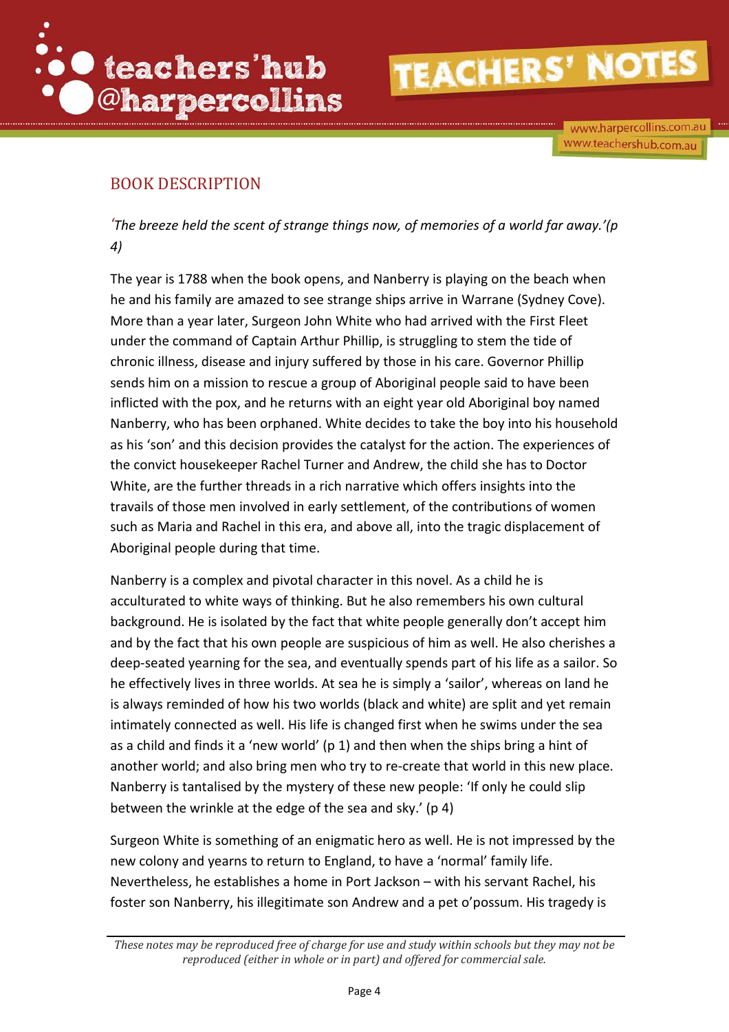## BOOK DESCRIPTION

*'The breeze held the scent of strange things now, of memories of a world far away.'(p 4)*

The year is 1788 when the book opens, and Nanberry is playing on the beach when he and his family are amazed to see strange ships arrive in Warrane (Sydney Cove). More than a year later, Surgeon John White who had arrived with the First Fleet under the command of Captain Arthur Phillip, is struggling to stem the tide of chronic illness, disease and injury suffered by those in his care. Governor Phillip sends him on a mission to rescue a group of Aboriginal people said to have been inflicted with the pox, and he returns with an eight year old Aboriginal boy named Nanberry, who has been orphaned. White decides to take the boy into his household as his 'son' and this decision provides the catalyst for the action. The experiences of the convict housekeeper Rachel Turner and Andrew, the child she has to Doctor White, are the further threads in a rich narrative which offers insights into the travails of those men involved in early settlement, of the contributions of women such as Maria and Rachel in this era, and above all, into the tragic displacement of Aboriginal people during that time.

Nanberry is a complex and pivotal character in this novel. As a child he is acculturated to white ways of thinking. But he also remembers his own cultural background. He is isolated by the fact that white people generally don't accept him and by the fact that his own people are suspicious of him as well. He also cherishes a deep-seated yearning for the sea, and eventually spends part of his life as a sailor. So he effectively lives in three worlds. At sea he is simply a 'sailor', whereas on land he is always reminded of how his two worlds (black and white) are split and yet remain intimately connected as well. His life is changed first when he swims under the sea as a child and finds it a 'new world' (p 1) and then when the ships bring a hint of another world; and also bring men who try to re-create that world in this new place. Nanberry is tantalised by the mystery of these new people: 'If only he could slip between the wrinkle at the edge of the sea and sky.' (p 4)

Surgeon White is something of an enigmatic hero as well. He is not impressed by the new colony and yearns to return to England, to have a 'normal' family life. Nevertheless, he establishes a home in Port Jackson – with his servant Rachel, his foster son Nanberry, his illegitimate son Andrew and a pet o'possum. His tragedy is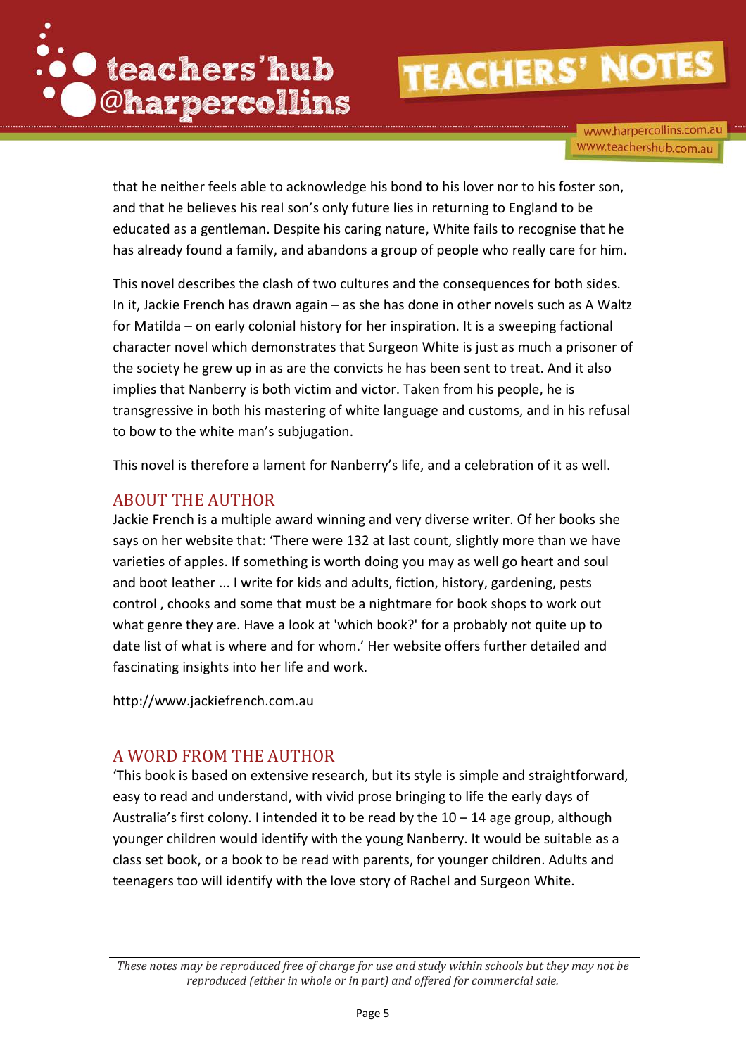that he neither feels able to acknowledge his bond to his lover nor to his foster son, and that he believes his real son's only future lies in returning to England to be educated as a gentleman. Despite his caring nature, White fails to recognise that he has already found a family, and abandons a group of people who really care for him.

This novel describes the clash of two cultures and the consequences for both sides. In it, Jackie French has drawn again – as she has done in other novels such as A Waltz for Matilda – on early colonial history for her inspiration. It is a sweeping factional character novel which demonstrates that Surgeon White is just as much a prisoner of the society he grew up in as are the convicts he has been sent to treat. And it also implies that Nanberry is both victim and victor. Taken from his people, he is transgressive in both his mastering of white language and customs, and in his refusal to bow to the white man's subjugation.

This novel is therefore a lament for Nanberry's life, and a celebration of it as well.

## ABOUT THE AUTHOR

Jackie French is a multiple award winning and very diverse writer. Of her books she says on her website that: 'There were 132 at last count, slightly more than we have varieties of apples. If something is worth doing you may as well go heart and soul and boot leather ... I write for kids and adults, fiction, history, gardening, pests control , chooks and some that must be a nightmare for book shops to work out what genre they are. Have a look at 'which book?' for a probably not quite up to date list of what is where and for whom.' Her website offers further detailed and fascinating insights into her life and work.

http://www.jackiefrench.com.au

## A WORD FROM THE AUTHOR

'This book is based on extensive research, but its style is simple and straightforward, easy to read and understand, with vivid prose bringing to life the early days of Australia's first colony. I intended it to be read by the 10 – 14 age group, although younger children would identify with the young Nanberry. It would be suitable as a class set book, or a book to be read with parents, for younger children. Adults and teenagers too will identify with the love story of Rachel and Surgeon White.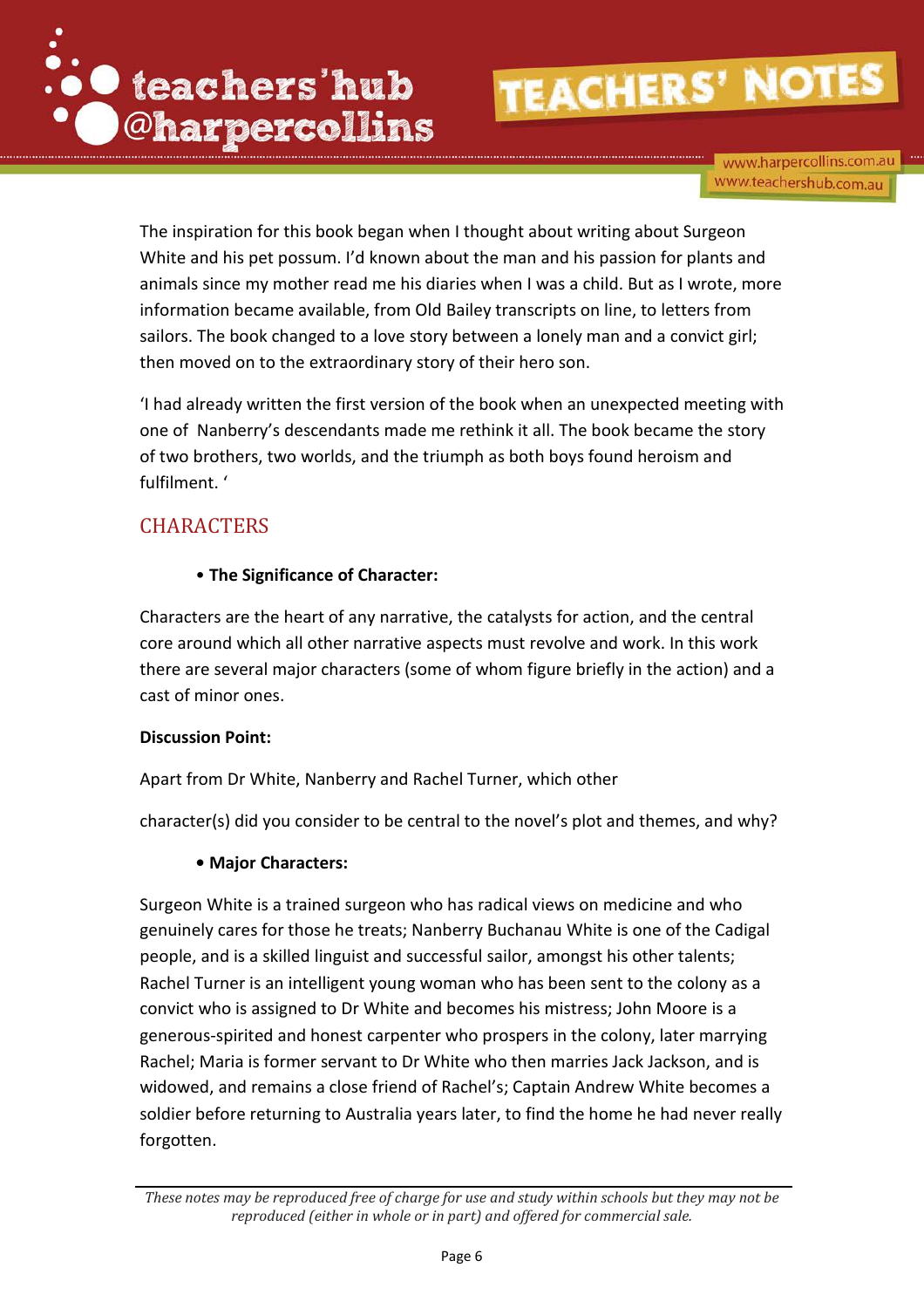The inspiration for this book began when I thought about writing about Surgeon White and his pet possum. I'd known about the man and his passion for plants and animals since my mother read me his diaries when I was a child. But as I wrote, more information became available, from Old Bailey transcripts on line, to letters from sailors. The book changed to a love story between a lonely man and a convict girl; then moved on to the extraordinary story of their hero son.

'I had already written the first version of the book when an unexpected meeting with one of Nanberry's descendants made me rethink it all. The book became the story of two brothers, two worlds, and the triumph as both boys found heroism and fulfilment. '

## CHARACTERS

- **The Significance of Character:**

Characters are the heart of any narrative, the catalysts for action, and the central core around which all other narrative aspects must revolve and work. In this work there are several major characters (some of whom figure briefly in the action) and a cast of minor ones.

**Discussion Point:**

Apart from Dr White, Nanberry and Rachel Turner, which other

character(s) did you consider to be central to the novel's plot and themes, and why?

- **Major Characters:**

Surgeon White is a trained surgeon who has radical views on medicine and who genuinely cares for those he treats; Nanberry Buchanau White is one of the Cadigal people, and is a skilled linguist and successful sailor, amongst his other talents; Rachel Turner is an intelligent young woman who has been sent to the colony as a convict who is assigned to Dr White and becomes his mistress; John Moore is a generous-spirited and honest carpenter who prospers in the colony, later marrying Rachel; Maria is former servant to Dr White who then marries Jack Jackson, and is widowed, and remains a close friend of Rachel's; Captain Andrew White becomes a soldier before returning to Australia years later, to find the home he had never really forgotten.

*These notes may be reproduced free of charge for use and study within schools but they may not be reproduced (either in whole or in part) and offered for commercial sale.*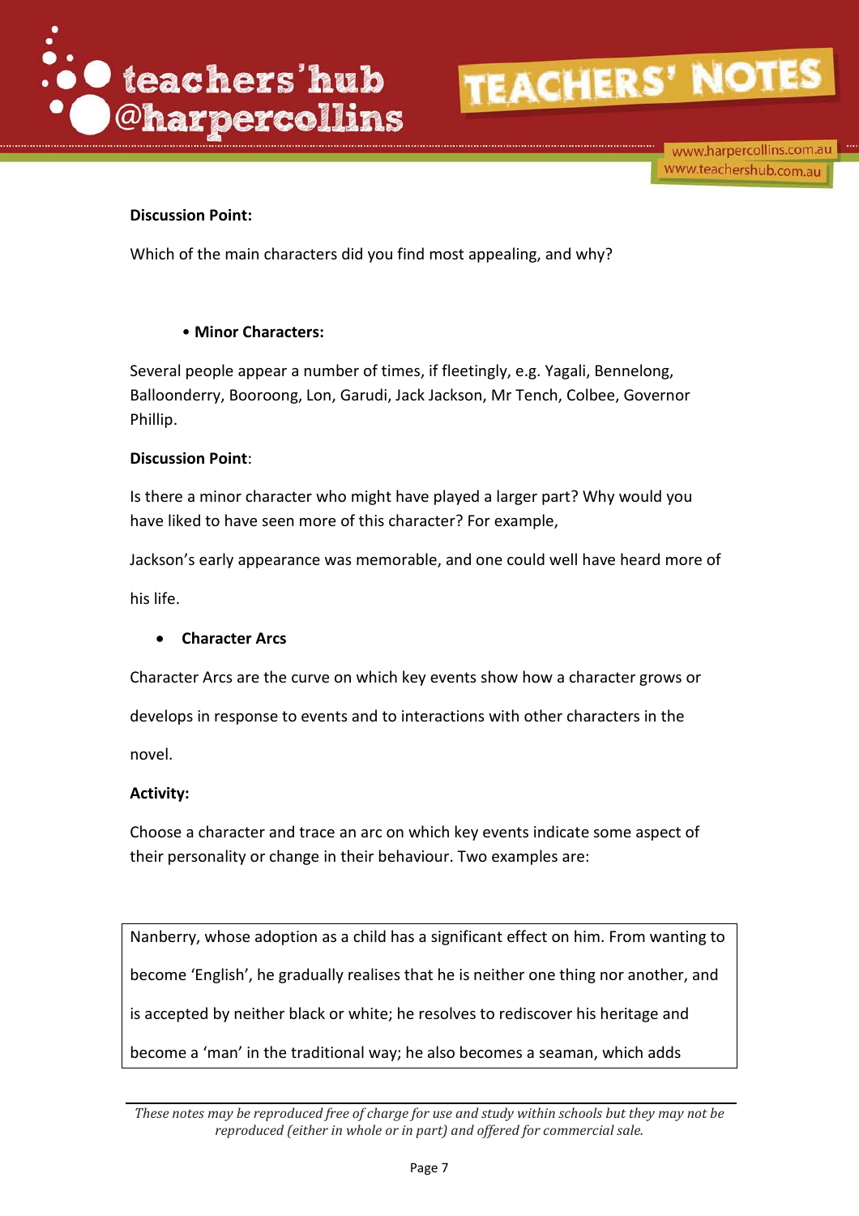**Discussion Point:**

Which of the main characters did you find most appealing, and why?

- **Minor Characters:**

Several people appear a number of times, if fleetingly, e.g. Yagali, Bennelong, Balloonderry, Booroong, Lon, Garudi, Jack Jackson, Mr Tench, Colbee, Governor Phillip.

**Discussion Point**:

Is there a minor character who might have played a larger part? Why would you have liked to have seen more of this character? For example,

Jackson's early appearance was memorable, and one could well have heard more of his life.

- **Character Arcs**

Character Arcs are the curve on which key events show how a character grows or develops in response to events and to interactions with other characters in the novel.

**Activity:**

Choose a character and trace an arc on which key events indicate some aspect of their personality or change in their behaviour. Two examples are:

Nanberry, whose adoption as a child has a significant effect on him. From wanting to become 'English', he gradually realises that he is neither one thing nor another, and is accepted by neither black or white; he resolves to rediscover his heritage and become a 'man' in the traditional way; he also becomes a seaman, which adds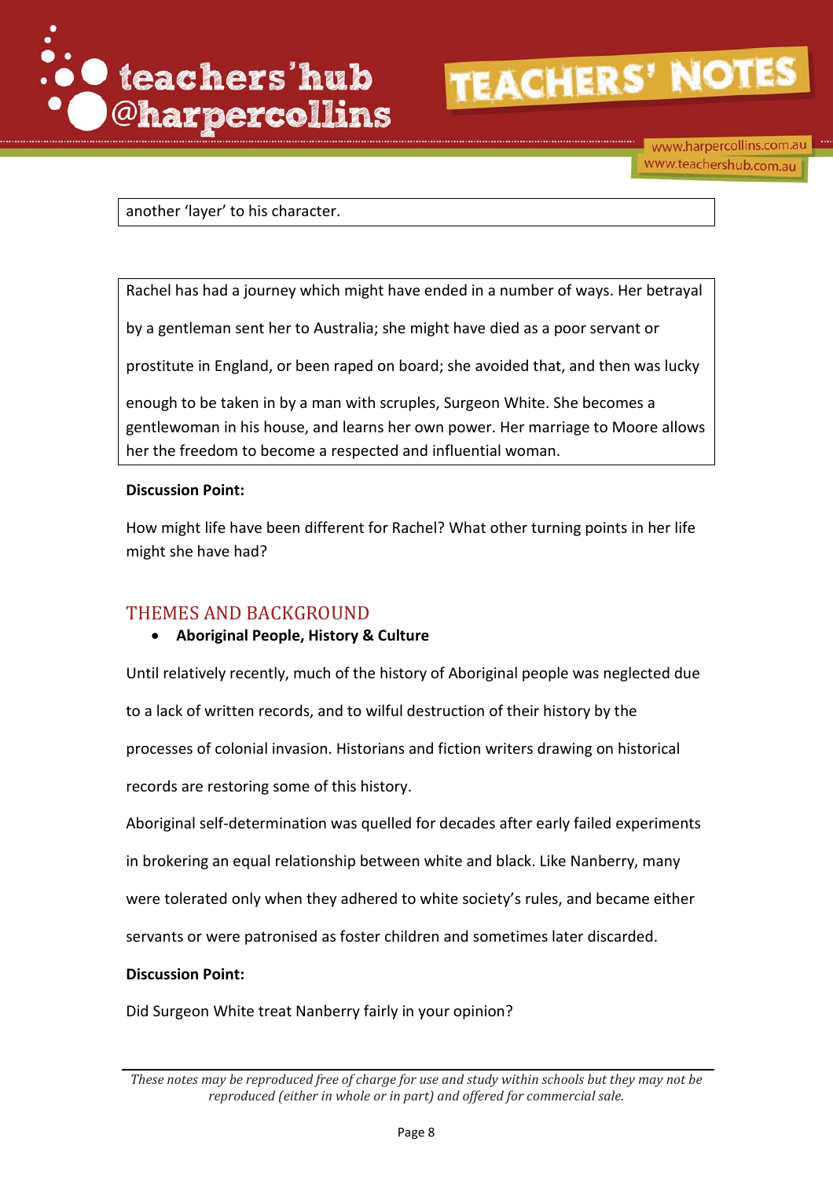another 'layer' to his character.

Rachel has had a journey which might have ended in a number of ways. Her betrayal by a gentleman sent her to Australia; she might have died as a poor servant or prostitute in England, or been raped on board; she avoided that, and then was lucky enough to be taken in by a man with scruples, Surgeon White. She becomes a gentlewoman in his house, and learns her own power. Her marriage to Moore allows her the freedom to become a respected and influential woman.

**Discussion Point:**

How might life have been different for Rachel? What other turning points in her life might she have had?

## THEMES AND BACKGROUND

- **Aboriginal People, History & Culture**

Until relatively recently, much of the history of Aboriginal people was neglected due to a lack of written records, and to wilful destruction of their history by the processes of colonial invasion. Historians and fiction writers drawing on historical records are restoring some of this history.

Aboriginal self-determination was quelled for decades after early failed experiments in brokering an equal relationship between white and black. Like Nanberry, many were tolerated only when they adhered to white society's rules, and became either servants or were patronised as foster children and sometimes later discarded.

**Discussion Point:**

Did Surgeon White treat Nanberry fairly in your opinion?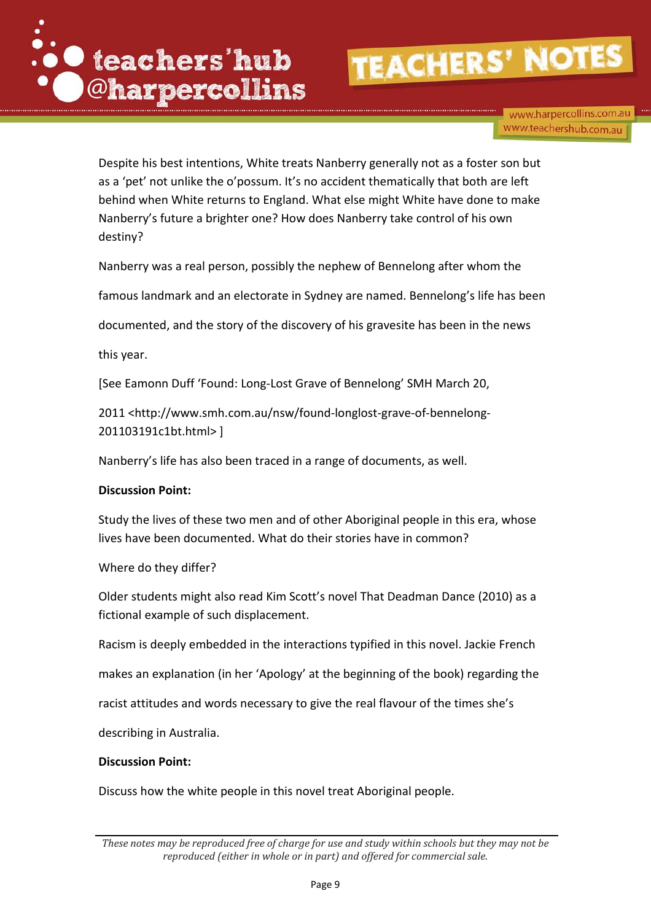Despite his best intentions, White treats Nanberry generally not as a foster son but as a 'pet' not unlike the o'possum. It's no accident thematically that both are left behind when White returns to England. What else might White have done to make Nanberry's future a brighter one? How does Nanberry take control of his own destiny?

Nanberry was a real person, possibly the nephew of Bennelong after whom the famous landmark and an electorate in Sydney are named. Bennelong's life has been documented, and the story of the discovery of his gravesite has been in the news this year.

[See Eamonn Duff 'Found: Long-Lost Grave of Bennelong' SMH March 20, 2011 <http://www.smh.com.au/nsw/found-longlost-grave-of-bennelong-201103191c1bt.html> ]

Nanberry's life has also been traced in a range of documents, as well.

**Discussion Point:**

Study the lives of these two men and of other Aboriginal people in this era, whose lives have been documented. What do their stories have in common?

Where do they differ?

Older students might also read Kim Scott's novel That Deadman Dance (2010) as a fictional example of such displacement.

Racism is deeply embedded in the interactions typified in this novel. Jackie French makes an explanation (in her 'Apology' at the beginning of the book) regarding the racist attitudes and words necessary to give the real flavour of the times she's describing in Australia.

**Discussion Point:**

Discuss how the white people in this novel treat Aboriginal people.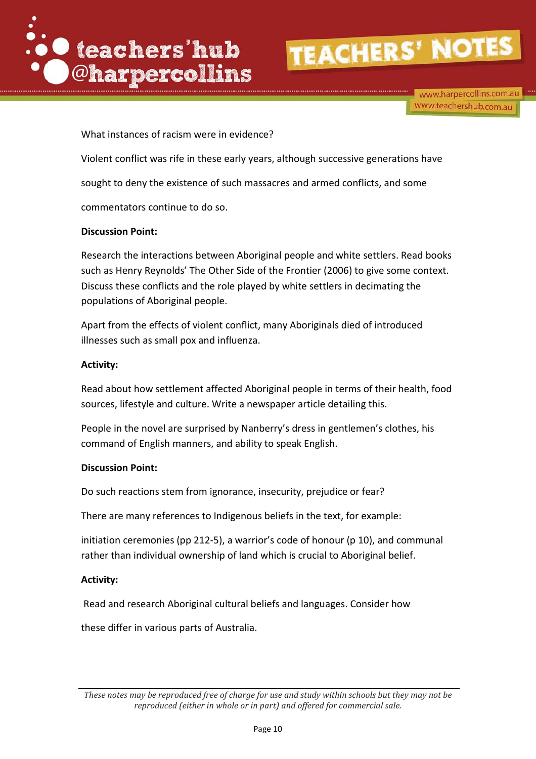What instances of racism were in evidence?

Violent conflict was rife in these early years, although successive generations have sought to deny the existence of such massacres and armed conflicts, and some commentators continue to do so.

**Discussion Point:**

Research the interactions between Aboriginal people and white settlers. Read books such as Henry Reynolds' The Other Side of the Frontier (2006) to give some context. Discuss these conflicts and the role played by white settlers in decimating the populations of Aboriginal people.

Apart from the effects of violent conflict, many Aboriginals died of introduced illnesses such as small pox and influenza.

**Activity:**

Read about how settlement affected Aboriginal people in terms of their health, food sources, lifestyle and culture. Write a newspaper article detailing this.

People in the novel are surprised by Nanberry's dress in gentlemen's clothes, his command of English manners, and ability to speak English.

**Discussion Point:**

Do such reactions stem from ignorance, insecurity, prejudice or fear?

There are many references to Indigenous beliefs in the text, for example:

initiation ceremonies (pp 212-5), a warrior's code of honour (p 10), and communal rather than individual ownership of land which is crucial to Aboriginal belief.

**Activity:**

Read and research Aboriginal cultural beliefs and languages. Consider how these differ in various parts of Australia.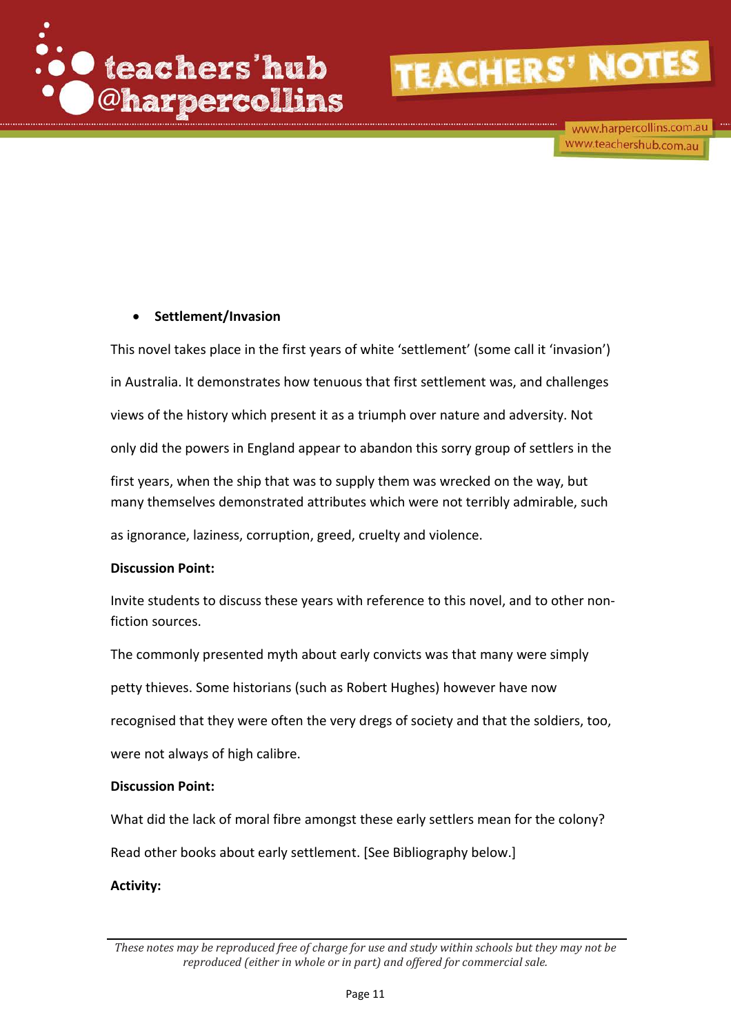- **Settlement/Invasion**

This novel takes place in the first years of white 'settlement' (some call it 'invasion') in Australia. It demonstrates how tenuous that first settlement was, and challenges views of the history which present it as a triumph over nature and adversity. Not only did the powers in England appear to abandon this sorry group of settlers in the first years, when the ship that was to supply them was wrecked on the way, but many themselves demonstrated attributes which were not terribly admirable, such as ignorance, laziness, corruption, greed, cruelty and violence.

**Discussion Point:**

Invite students to discuss these years with reference to this novel, and to other non-fiction sources.

The commonly presented myth about early convicts was that many were simply petty thieves. Some historians (such as Robert Hughes) however have now recognised that they were often the very dregs of society and that the soldiers, too, were not always of high calibre.

**Discussion Point:**

What did the lack of moral fibre amongst these early settlers mean for the colony?

Read other books about early settlement. [See Bibliography below.]

**Activity:**

*These notes may be reproduced free of charge for use and study within schools but they may not be reproduced (either in whole or in part) and offered for commercial sale.*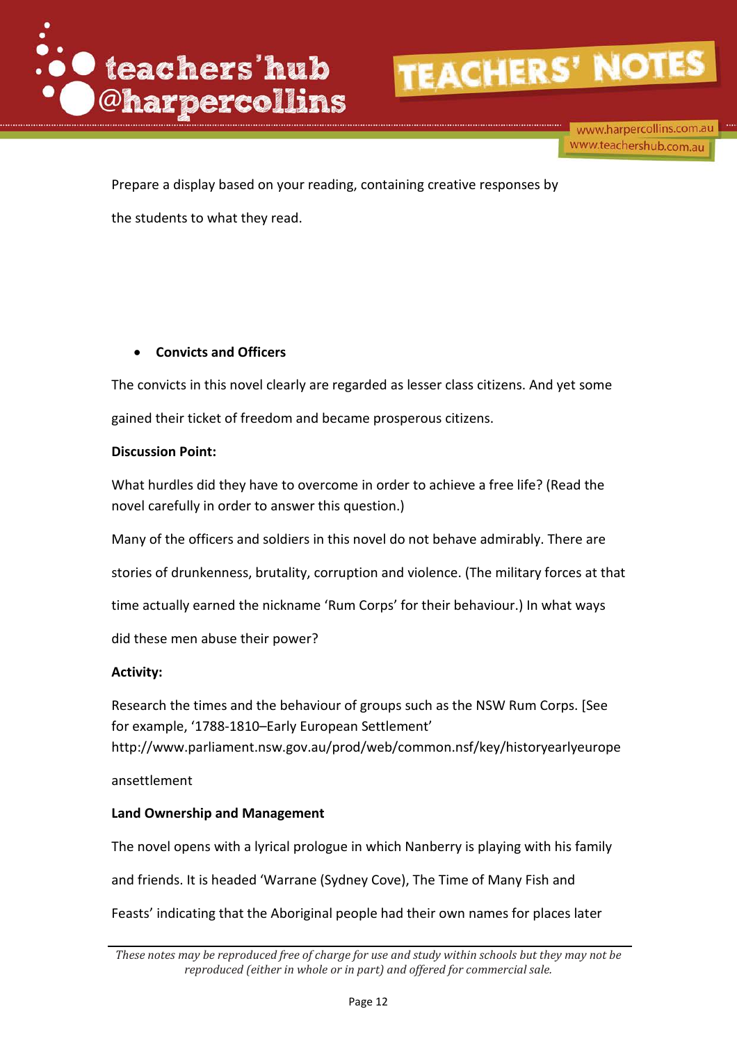Prepare a display based on your reading, containing creative responses by the students to what they read.

- **Convicts and Officers**

The convicts in this novel clearly are regarded as lesser class citizens. And yet some gained their ticket of freedom and became prosperous citizens.

**Discussion Point:**

What hurdles did they have to overcome in order to achieve a free life? (Read the novel carefully in order to answer this question.)

Many of the officers and soldiers in this novel do not behave admirably. There are stories of drunkenness, brutality, corruption and violence. (The military forces at that time actually earned the nickname 'Rum Corps' for their behaviour.) In what ways did these men abuse their power?

**Activity:**

Research the times and the behaviour of groups such as the NSW Rum Corps. [See for example, '1788-1810–Early European Settlement' http://www.parliament.nsw.gov.au/prod/web/common.nsf/key/historyearlyeuropeansettlement

**Land Ownership and Management**

The novel opens with a lyrical prologue in which Nanberry is playing with his family and friends. It is headed 'Warrane (Sydney Cove), The Time of Many Fish and Feasts' indicating that the Aboriginal people had their own names for places later

*These notes may be reproduced free of charge for use and study within schools but they may not be reproduced (either in whole or in part) and offered for commercial sale.*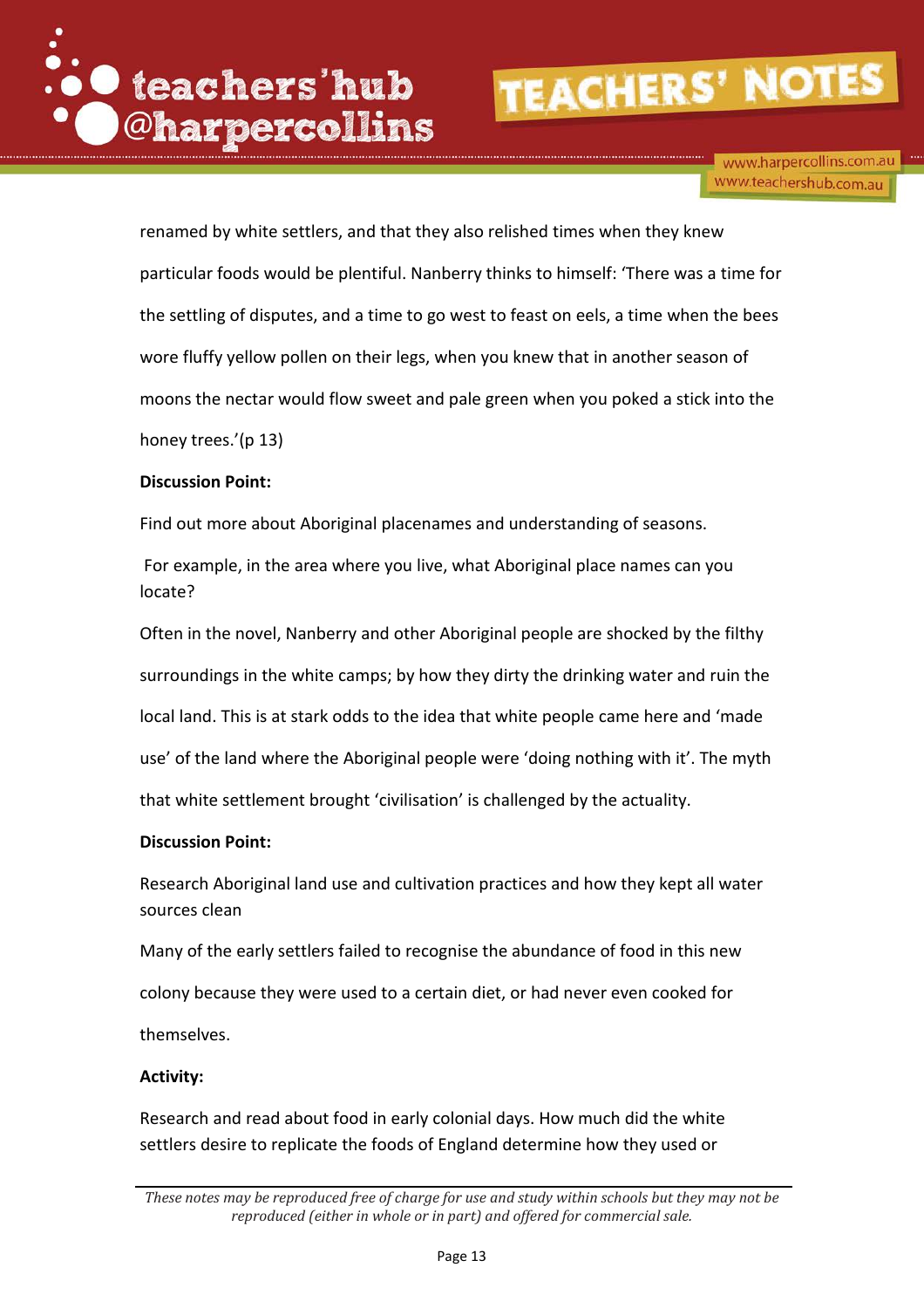renamed by white settlers, and that they also relished times when they knew particular foods would be plentiful. Nanberry thinks to himself: 'There was a time for the settling of disputes, and a time to go west to feast on eels, a time when the bees wore fluffy yellow pollen on their legs, when you knew that in another season of moons the nectar would flow sweet and pale green when you poked a stick into the honey trees.'(p 13)

**Discussion Point:**

Find out more about Aboriginal placenames and understanding of seasons.

For example, in the area where you live, what Aboriginal place names can you locate?

Often in the novel, Nanberry and other Aboriginal people are shocked by the filthy surroundings in the white camps; by how they dirty the drinking water and ruin the local land. This is at stark odds to the idea that white people came here and 'made use' of the land where the Aboriginal people were 'doing nothing with it'. The myth that white settlement brought 'civilisation' is challenged by the actuality.

**Discussion Point:**

Research Aboriginal land use and cultivation practices and how they kept all water sources clean

Many of the early settlers failed to recognise the abundance of food in this new colony because they were used to a certain diet, or had never even cooked for themselves.

**Activity:**

Research and read about food in early colonial days. How much did the white settlers desire to replicate the foods of England determine how they used or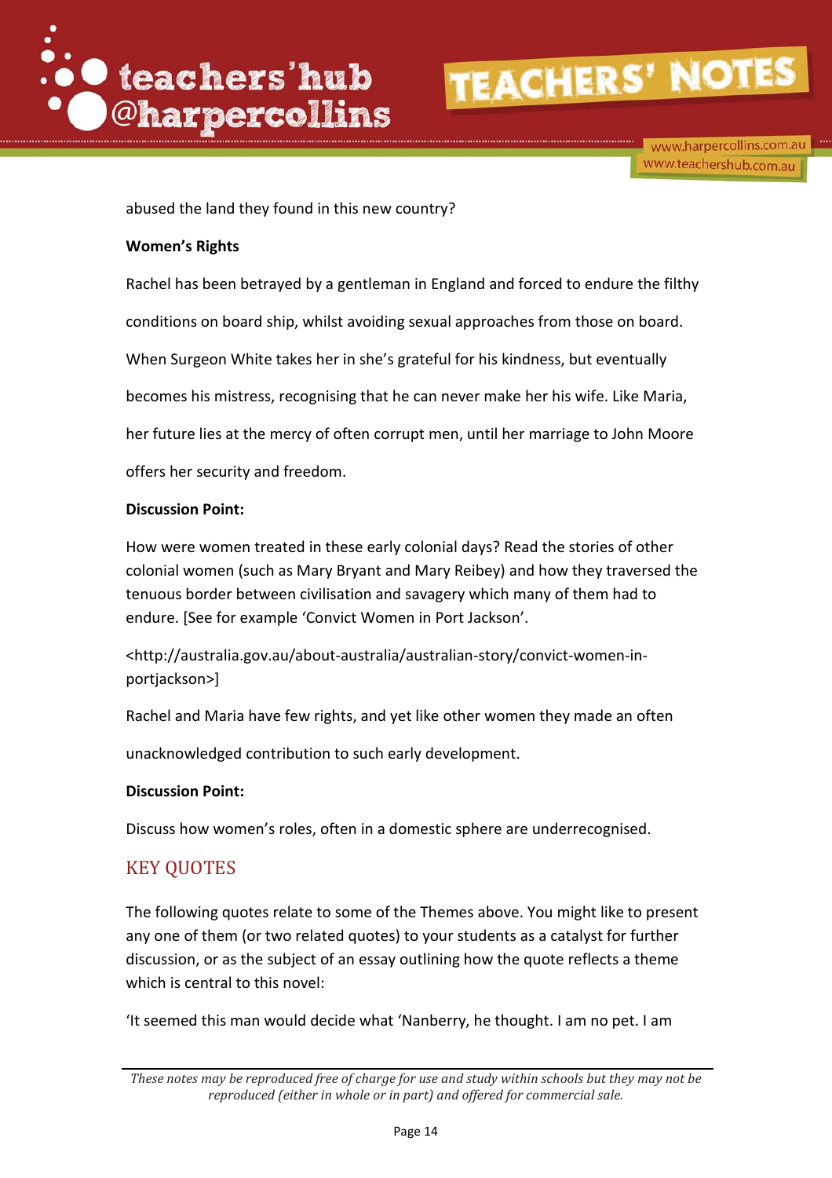abused the land they found in this new country?

**Women's Rights**

Rachel has been betrayed by a gentleman in England and forced to endure the filthy conditions on board ship, whilst avoiding sexual approaches from those on board. When Surgeon White takes her in she's grateful for his kindness, but eventually becomes his mistress, recognising that he can never make her his wife. Like Maria, her future lies at the mercy of often corrupt men, until her marriage to John Moore offers her security and freedom.

**Discussion Point:**

How were women treated in these early colonial days? Read the stories of other colonial women (such as Mary Bryant and Mary Reibey) and how they traversed the tenuous border between civilisation and savagery which many of them had to endure. [See for example 'Convict Women in Port Jackson'.

<http://australia.gov.au/about-australia/australian-story/convict-women-in-portjackson>]

Rachel and Maria have few rights, and yet like other women they made an often unacknowledged contribution to such early development.

**Discussion Point:**

Discuss how women's roles, often in a domestic sphere are underrecognised.

## KEY QUOTES

The following quotes relate to some of the Themes above. You might like to present any one of them (or two related quotes) to your students as a catalyst for further discussion, or as the subject of an essay outlining how the quote reflects a theme which is central to this novel:

'It seemed this man would decide what 'Nanberry, he thought. I am no pet. I am

*These notes may be reproduced free of charge for use and study within schools but they may not be reproduced (either in whole or in part) and offered for commercial sale.*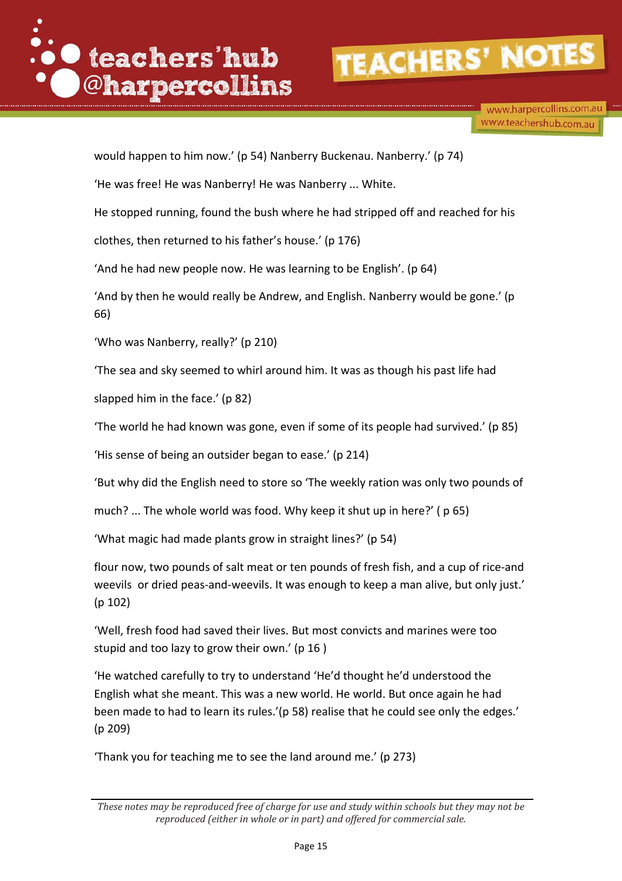would happen to him now.' (p 54) Nanberry Buckenau. Nanberry.' (p 74)

'He was free! He was Nanberry! He was Nanberry ... White.

He stopped running, found the bush where he had stripped off and reached for his

clothes, then returned to his father's house.' (p 176)

'And he had new people now. He was learning to be English'. (p 64)

'And by then he would really be Andrew, and English. Nanberry would be gone.' (p 66)

'Who was Nanberry, really?' (p 210)

'The sea and sky seemed to whirl around him. It was as though his past life had

slapped him in the face.' (p 82)

'The world he had known was gone, even if some of its people had survived.' (p 85)

'His sense of being an outsider began to ease.' (p 214)

'But why did the English need to store so 'The weekly ration was only two pounds of

much? ... The whole world was food. Why keep it shut up in here?' ( p 65)

'What magic had made plants grow in straight lines?' (p 54)

flour now, two pounds of salt meat or ten pounds of fresh fish, and a cup of rice-and weevils  or dried peas-and-weevils. It was enough to keep a man alive, but only just.' (p 102)

'Well, fresh food had saved their lives. But most convicts and marines were too stupid and too lazy to grow their own.' (p 16 )

'He watched carefully to try to understand 'He'd thought he'd understood the English what she meant. This was a new world. He world. But once again he had been made to had to learn its rules.'(p 58) realise that he could see only the edges.' (p 209)

'Thank you for teaching me to see the land around me.' (p 273)

*These notes may be reproduced free of charge for use and study within schools but they may not be reproduced (either in whole or in part) and offered for commercial sale.*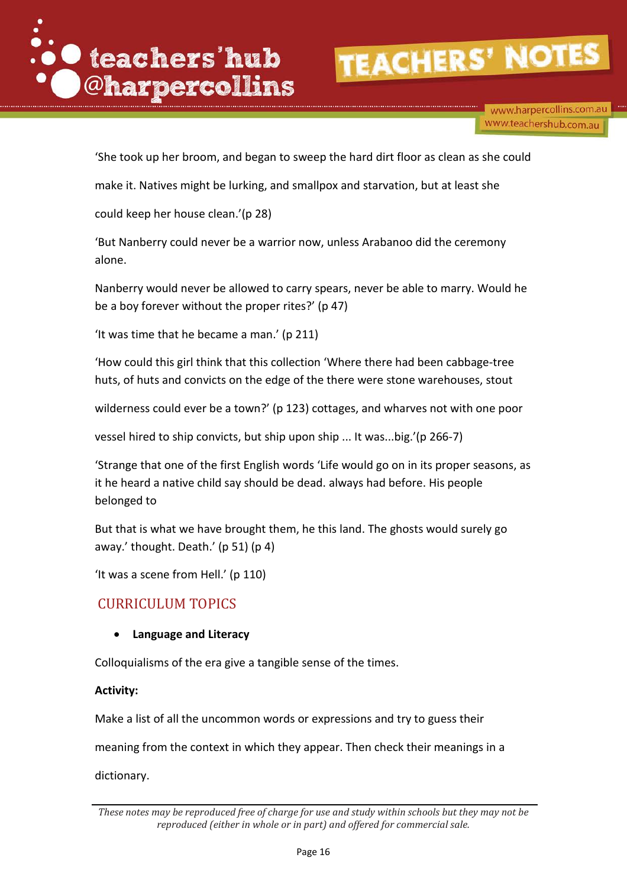'She took up her broom, and began to sweep the hard dirt floor as clean as she could make it. Natives might be lurking, and smallpox and starvation, but at least she could keep her house clean.'(p 28)

'But Nanberry could never be a warrior now, unless Arabanoo did the ceremony alone.

Nanberry would never be allowed to carry spears, never be able to marry. Would he be a boy forever without the proper rites?' (p 47)

'It was time that he became a man.' (p 211)

'How could this girl think that this collection 'Where there had been cabbage-tree huts, of huts and convicts on the edge of the there were stone warehouses, stout

wilderness could ever be a town?' (p 123) cottages, and wharves not with one poor

vessel hired to ship convicts, but ship upon ship ... It was...big.'(p 266-7)

'Strange that one of the first English words 'Life would go on in its proper seasons, as it he heard a native child say should be dead. always had before. His people belonged to

But that is what we have brought them, he this land. The ghosts would surely go away.' thought. Death.' (p 51) (p 4)

'It was a scene from Hell.' (p 110)

## CURRICULUM TOPICS

- **Language and Literacy**

Colloquialisms of the era give a tangible sense of the times.

**Activity:**

Make a list of all the uncommon words or expressions and try to guess their meaning from the context in which they appear. Then check their meanings in a dictionary.

*These notes may be reproduced free of charge for use and study within schools but they may not be reproduced (either in whole or in part) and offered for commercial sale.*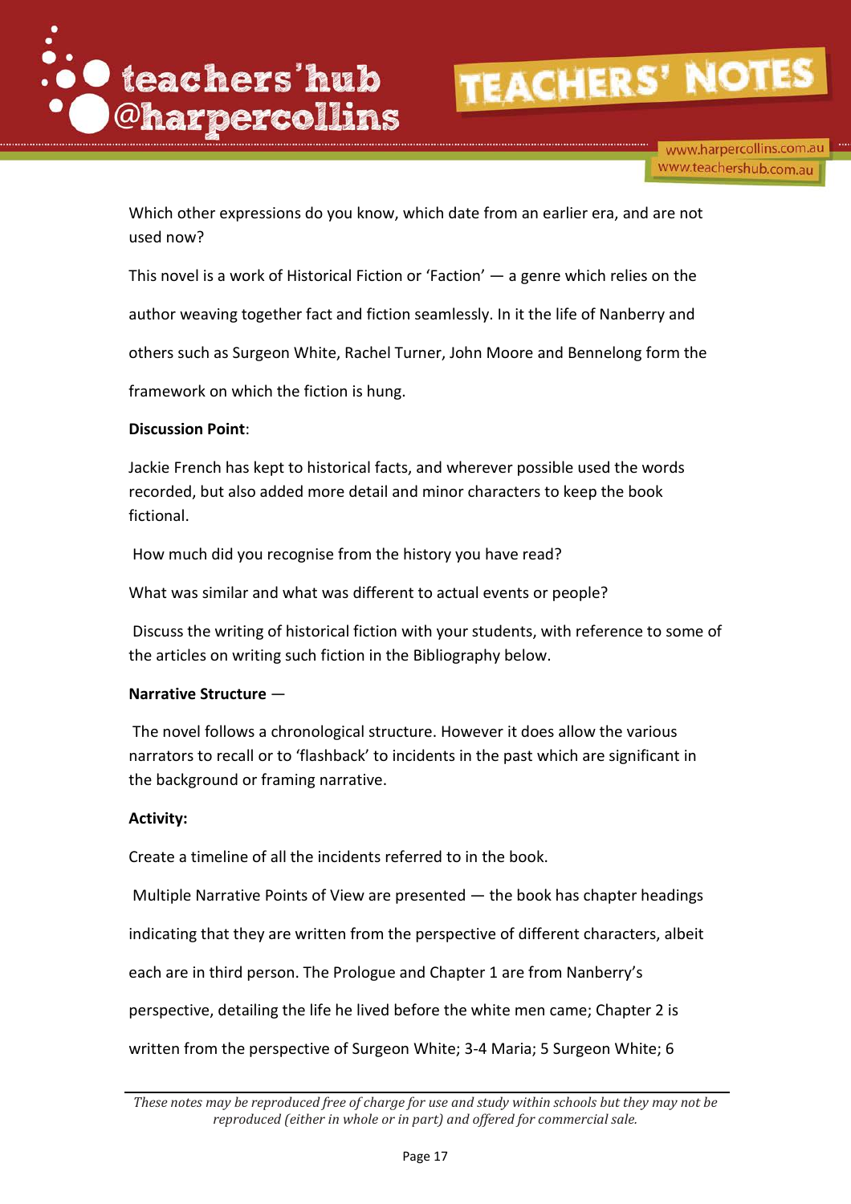Which other expressions do you know, which date from an earlier era, and are not used now?

This novel is a work of Historical Fiction or 'Faction' — a genre which relies on the author weaving together fact and fiction seamlessly. In it the life of Nanberry and others such as Surgeon White, Rachel Turner, John Moore and Bennelong form the framework on which the fiction is hung.

**Discussion Point**:

Jackie French has kept to historical facts, and wherever possible used the words recorded, but also added more detail and minor characters to keep the book fictional.

How much did you recognise from the history you have read?

What was similar and what was different to actual events or people?

Discuss the writing of historical fiction with your students, with reference to some of the articles on writing such fiction in the Bibliography below.

**Narrative Structure** —

The novel follows a chronological structure. However it does allow the various narrators to recall or to 'flashback' to incidents in the past which are significant in the background or framing narrative.

**Activity:**

Create a timeline of all the incidents referred to in the book.

Multiple Narrative Points of View are presented — the book has chapter headings indicating that they are written from the perspective of different characters, albeit each are in third person. The Prologue and Chapter 1 are from Nanberry's perspective, detailing the life he lived before the white men came; Chapter 2 is written from the perspective of Surgeon White; 3-4 Maria; 5 Surgeon White; 6

*These notes may be reproduced free of charge for use and study within schools but they may not be reproduced (either in whole or in part) and offered for commercial sale.*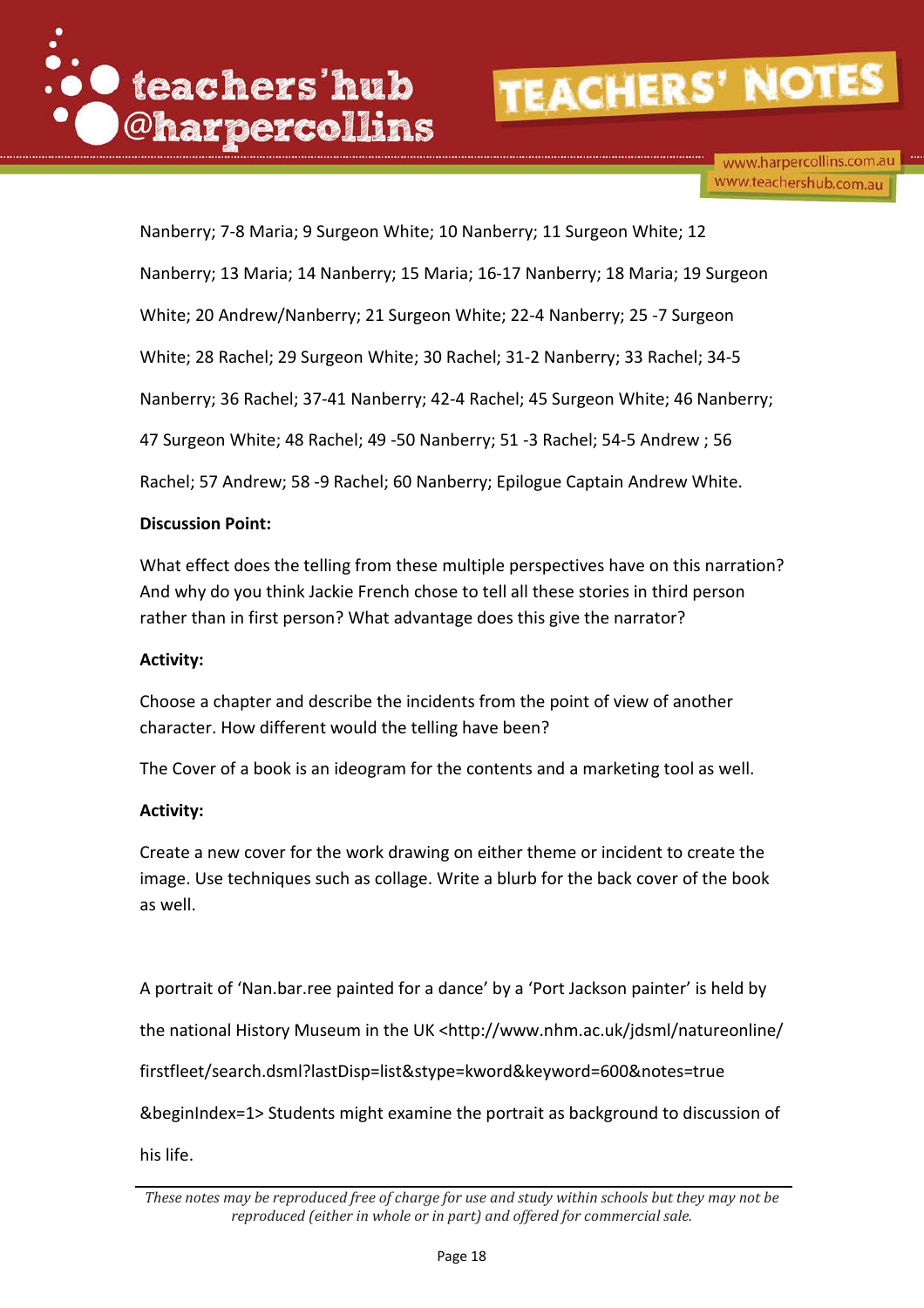Nanberry; 7-8 Maria; 9 Surgeon White; 10 Nanberry; 11 Surgeon White; 12 Nanberry; 13 Maria; 14 Nanberry; 15 Maria; 16-17 Nanberry; 18 Maria; 19 Surgeon White; 20 Andrew/Nanberry; 21 Surgeon White; 22-4 Nanberry; 25 -7 Surgeon White; 28 Rachel; 29 Surgeon White; 30 Rachel; 31-2 Nanberry; 33 Rachel; 34-5 Nanberry; 36 Rachel; 37-41 Nanberry; 42-4 Rachel; 45 Surgeon White; 46 Nanberry; 47 Surgeon White; 48 Rachel; 49 -50 Nanberry; 51 -3 Rachel; 54-5 Andrew ; 56 Rachel; 57 Andrew; 58 -9 Rachel; 60 Nanberry; Epilogue Captain Andrew White.

**Discussion Point:**

What effect does the telling from these multiple perspectives have on this narration? And why do you think Jackie French chose to tell all these stories in third person rather than in first person? What advantage does this give the narrator?

**Activity:**

Choose a chapter and describe the incidents from the point of view of another character. How different would the telling have been?

The Cover of a book is an ideogram for the contents and a marketing tool as well.

**Activity:**

Create a new cover for the work drawing on either theme or incident to create the image. Use techniques such as collage. Write a blurb for the back cover of the book as well.

A portrait of 'Nan.bar.ree painted for a dance' by a 'Port Jackson painter' is held by the national History Museum in the UK <http://www.nhm.ac.uk/jdsml/natureonline/firstfleet/search.dsml?lastDisp=list&stype=kword&keyword=600&notes=true&beginIndex=1> Students might examine the portrait as background to discussion of his life.

*These notes may be reproduced free of charge for use and study within schools but they may not be reproduced (either in whole or in part) and offered for commercial sale.*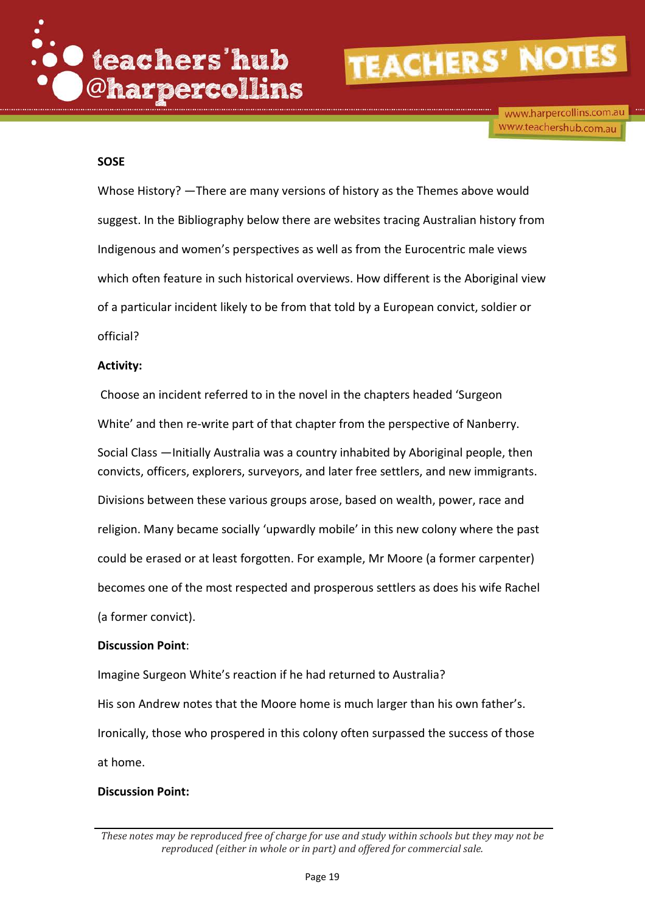**SOSE**

Whose History? —There are many versions of history as the Themes above would suggest. In the Bibliography below there are websites tracing Australian history from Indigenous and women's perspectives as well as from the Eurocentric male views which often feature in such historical overviews. How different is the Aboriginal view of a particular incident likely to be from that told by a European convict, soldier or official?

**Activity:**

Choose an incident referred to in the novel in the chapters headed 'Surgeon White' and then re-write part of that chapter from the perspective of Nanberry.

Social Class —Initially Australia was a country inhabited by Aboriginal people, then convicts, officers, explorers, surveyors, and later free settlers, and new immigrants. Divisions between these various groups arose, based on wealth, power, race and religion. Many became socially 'upwardly mobile' in this new colony where the past could be erased or at least forgotten. For example, Mr Moore (a former carpenter) becomes one of the most respected and prosperous settlers as does his wife Rachel (a former convict).

**Discussion Point**:

Imagine Surgeon White's reaction if he had returned to Australia?

His son Andrew notes that the Moore home is much larger than his own father's.

Ironically, those who prospered in this colony often surpassed the success of those at home.

**Discussion Point:**

*These notes may be reproduced free of charge for use and study within schools but they may not be reproduced (either in whole or in part) and offered for commercial sale.*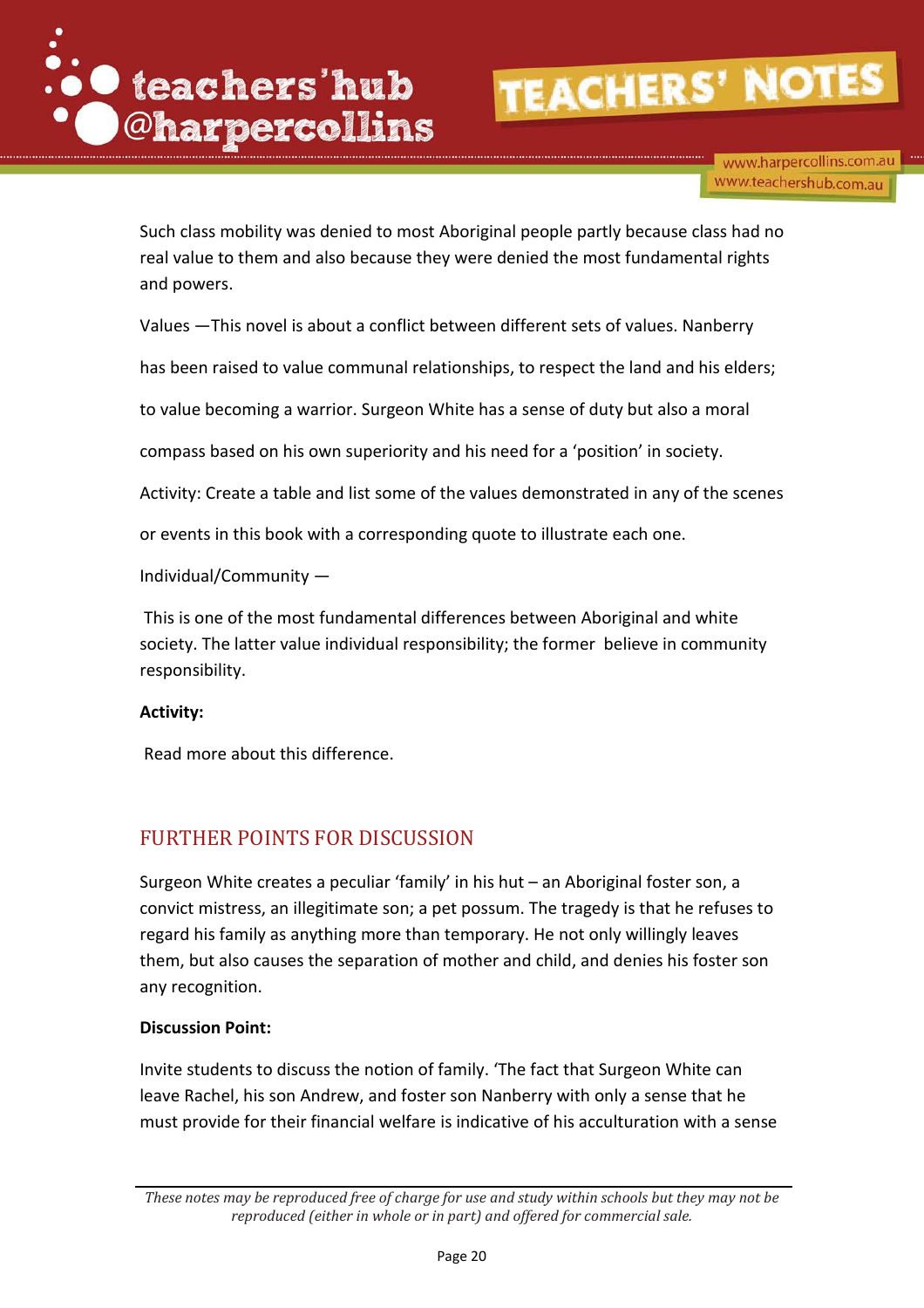Such class mobility was denied to most Aboriginal people partly because class had no real value to them and also because they were denied the most fundamental rights and powers.

Values —This novel is about a conflict between different sets of values. Nanberry has been raised to value communal relationships, to respect the land and his elders; to value becoming a warrior. Surgeon White has a sense of duty but also a moral compass based on his own superiority and his need for a 'position' in society.

Activity: Create a table and list some of the values demonstrated in any of the scenes or events in this book with a corresponding quote to illustrate each one.

Individual/Community —

This is one of the most fundamental differences between Aboriginal and white society. The latter value individual responsibility; the former believe in community responsibility.

**Activity:**

Read more about this difference.

## FURTHER POINTS FOR DISCUSSION

Surgeon White creates a peculiar 'family' in his hut – an Aboriginal foster son, a convict mistress, an illegitimate son; a pet possum. The tragedy is that he refuses to regard his family as anything more than temporary. He not only willingly leaves them, but also causes the separation of mother and child, and denies his foster son any recognition.

**Discussion Point:**

Invite students to discuss the notion of family. 'The fact that Surgeon White can leave Rachel, his son Andrew, and foster son Nanberry with only a sense that he must provide for their financial welfare is indicative of his acculturation with a sense

*These notes may be reproduced free of charge for use and study within schools but they may not be reproduced (either in whole or in part) and offered for commercial sale.*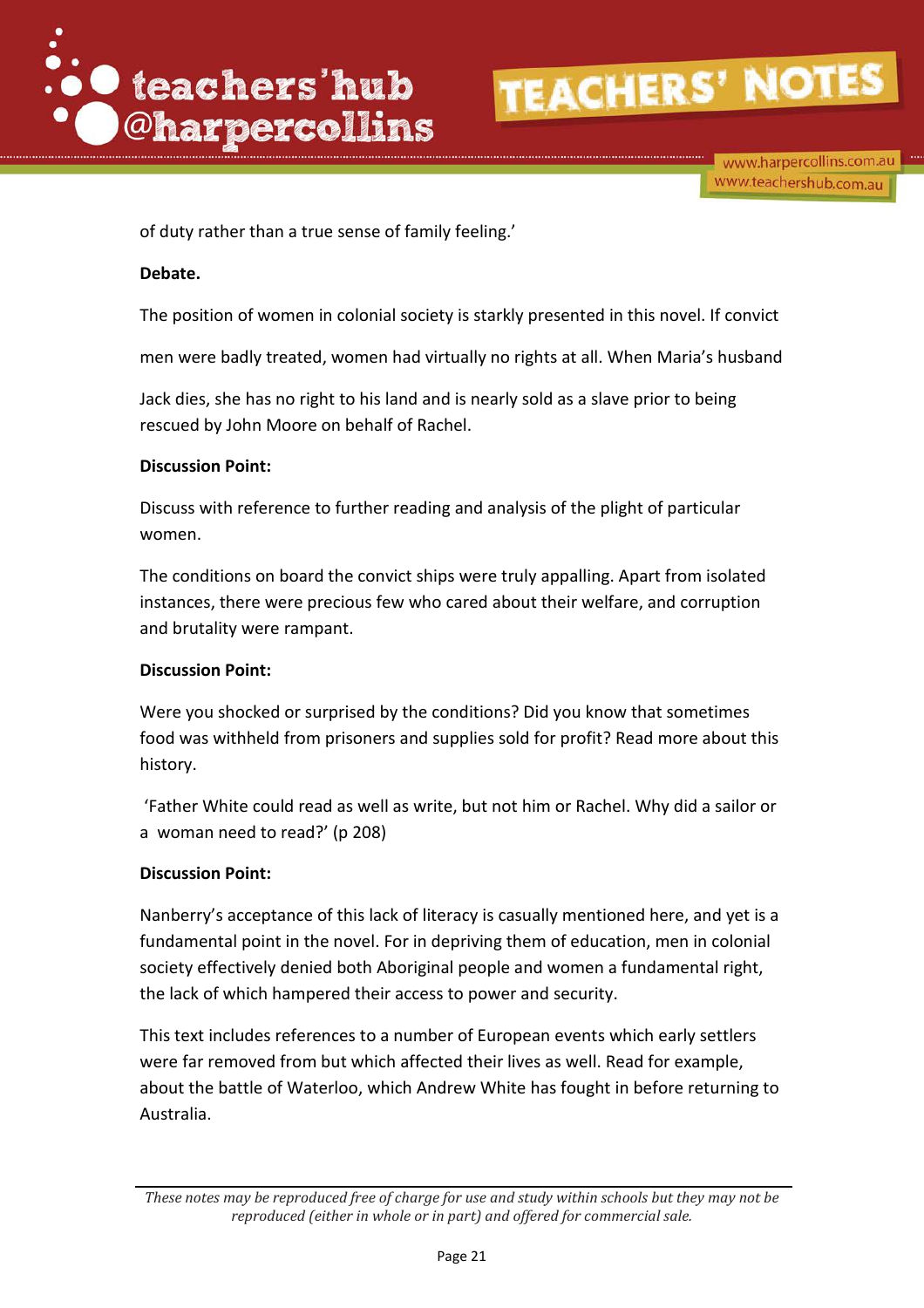of duty rather than a true sense of family feeling.'

**Debate.**

The position of women in colonial society is starkly presented in this novel. If convict men were badly treated, women had virtually no rights at all. When Maria's husband Jack dies, she has no right to his land and is nearly sold as a slave prior to being rescued by John Moore on behalf of Rachel.

**Discussion Point:**

Discuss with reference to further reading and analysis of the plight of particular women.

The conditions on board the convict ships were truly appalling. Apart from isolated instances, there were precious few who cared about their welfare, and corruption and brutality were rampant.

**Discussion Point:**

Were you shocked or surprised by the conditions? Did you know that sometimes food was withheld from prisoners and supplies sold for profit? Read more about this history.

'Father White could read as well as write, but not him or Rachel. Why did a sailor or a woman need to read?' (p 208)

**Discussion Point:**

Nanberry's acceptance of this lack of literacy is casually mentioned here, and yet is a fundamental point in the novel. For in depriving them of education, men in colonial society effectively denied both Aboriginal people and women a fundamental right, the lack of which hampered their access to power and security.

This text includes references to a number of European events which early settlers were far removed from but which affected their lives as well. Read for example, about the battle of Waterloo, which Andrew White has fought in before returning to Australia.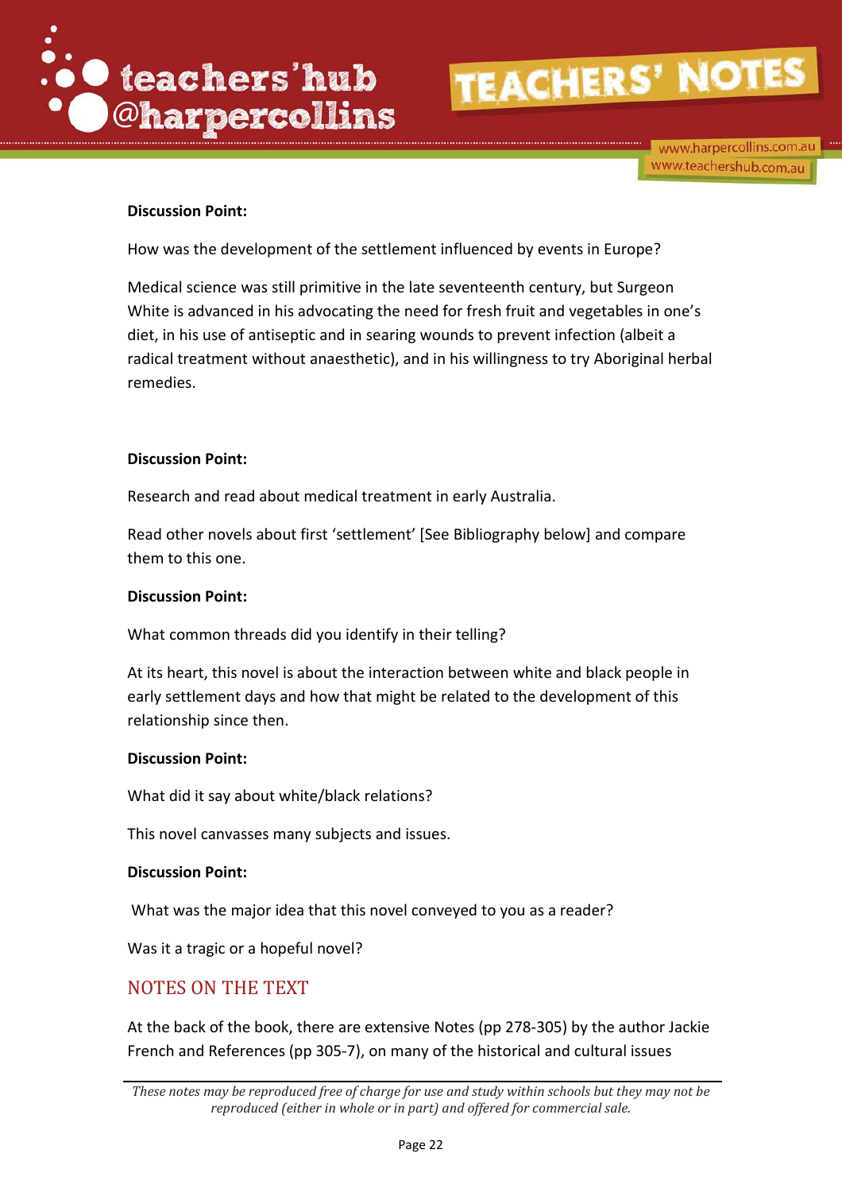**Discussion Point:**

How was the development of the settlement influenced by events in Europe?

Medical science was still primitive in the late seventeenth century, but Surgeon White is advanced in his advocating the need for fresh fruit and vegetables in one's diet, in his use of antiseptic and in searing wounds to prevent infection (albeit a radical treatment without anaesthetic), and in his willingness to try Aboriginal herbal remedies.

**Discussion Point:**

Research and read about medical treatment in early Australia.

Read other novels about first 'settlement' [See Bibliography below] and compare them to this one.

**Discussion Point:**

What common threads did you identify in their telling?

At its heart, this novel is about the interaction between white and black people in early settlement days and how that might be related to the development of this relationship since then.

**Discussion Point:**

What did it say about white/black relations?

This novel canvasses many subjects and issues.

**Discussion Point:**

What was the major idea that this novel conveyed to you as a reader?

Was it a tragic or a hopeful novel?

## NOTES ON THE TEXT

At the back of the book, there are extensive Notes (pp 278-305) by the author Jackie French and References (pp 305-7), on many of the historical and cultural issues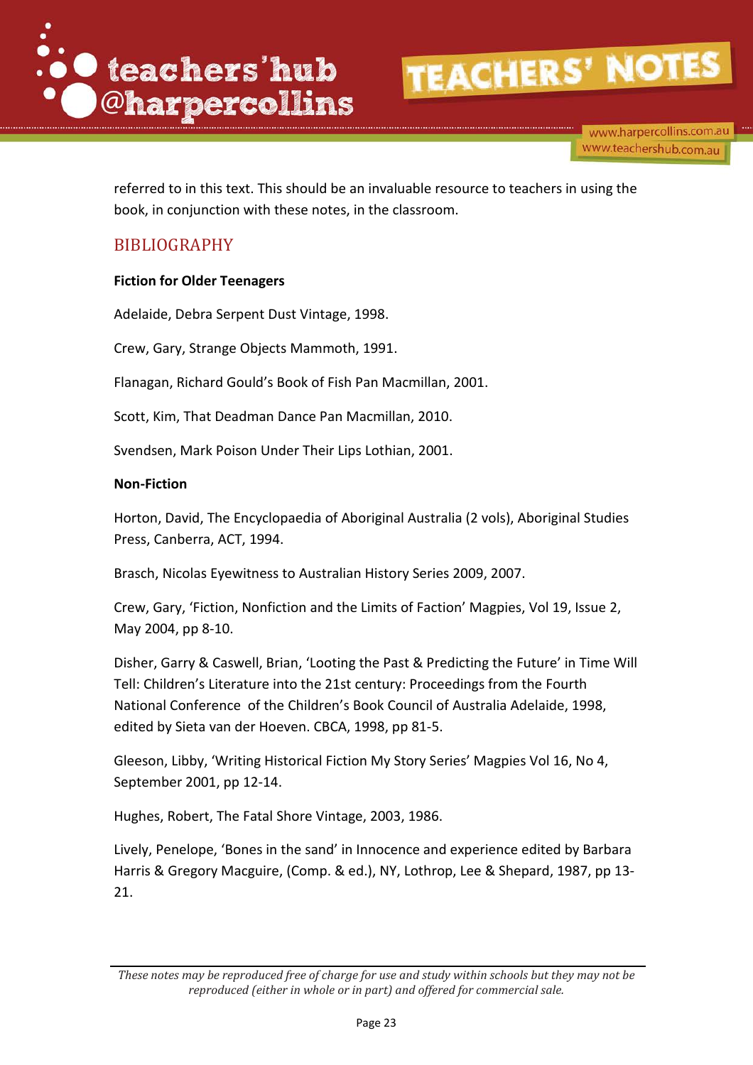referred to in this text. This should be an invaluable resource to teachers in using the book, in conjunction with these notes, in the classroom.

## BIBLIOGRAPHY

**Fiction for Older Teenagers**

Adelaide, Debra Serpent Dust Vintage, 1998.

Crew, Gary, Strange Objects Mammoth, 1991.

Flanagan, Richard Gould's Book of Fish Pan Macmillan, 2001.

Scott, Kim, That Deadman Dance Pan Macmillan, 2010.

Svendsen, Mark Poison Under Their Lips Lothian, 2001.

**Non-Fiction**

Horton, David, The Encyclopaedia of Aboriginal Australia (2 vols), Aboriginal Studies Press, Canberra, ACT, 1994.

Brasch, Nicolas Eyewitness to Australian History Series 2009, 2007.

Crew, Gary, 'Fiction, Nonfiction and the Limits of Faction' Magpies, Vol 19, Issue 2, May 2004, pp 8-10.

Disher, Garry & Caswell, Brian, 'Looting the Past & Predicting the Future' in Time Will Tell: Children's Literature into the 21st century: Proceedings from the Fourth National Conference of the Children's Book Council of Australia Adelaide, 1998, edited by Sieta van der Hoeven. CBCA, 1998, pp 81-5.

Gleeson, Libby, 'Writing Historical Fiction My Story Series' Magpies Vol 16, No 4, September 2001, pp 12-14.

Hughes, Robert, The Fatal Shore Vintage, 2003, 1986.

Lively, Penelope, 'Bones in the sand' in Innocence and experience edited by Barbara Harris & Gregory Macguire, (Comp. & ed.), NY, Lothrop, Lee & Shepard, 1987, pp 13-21.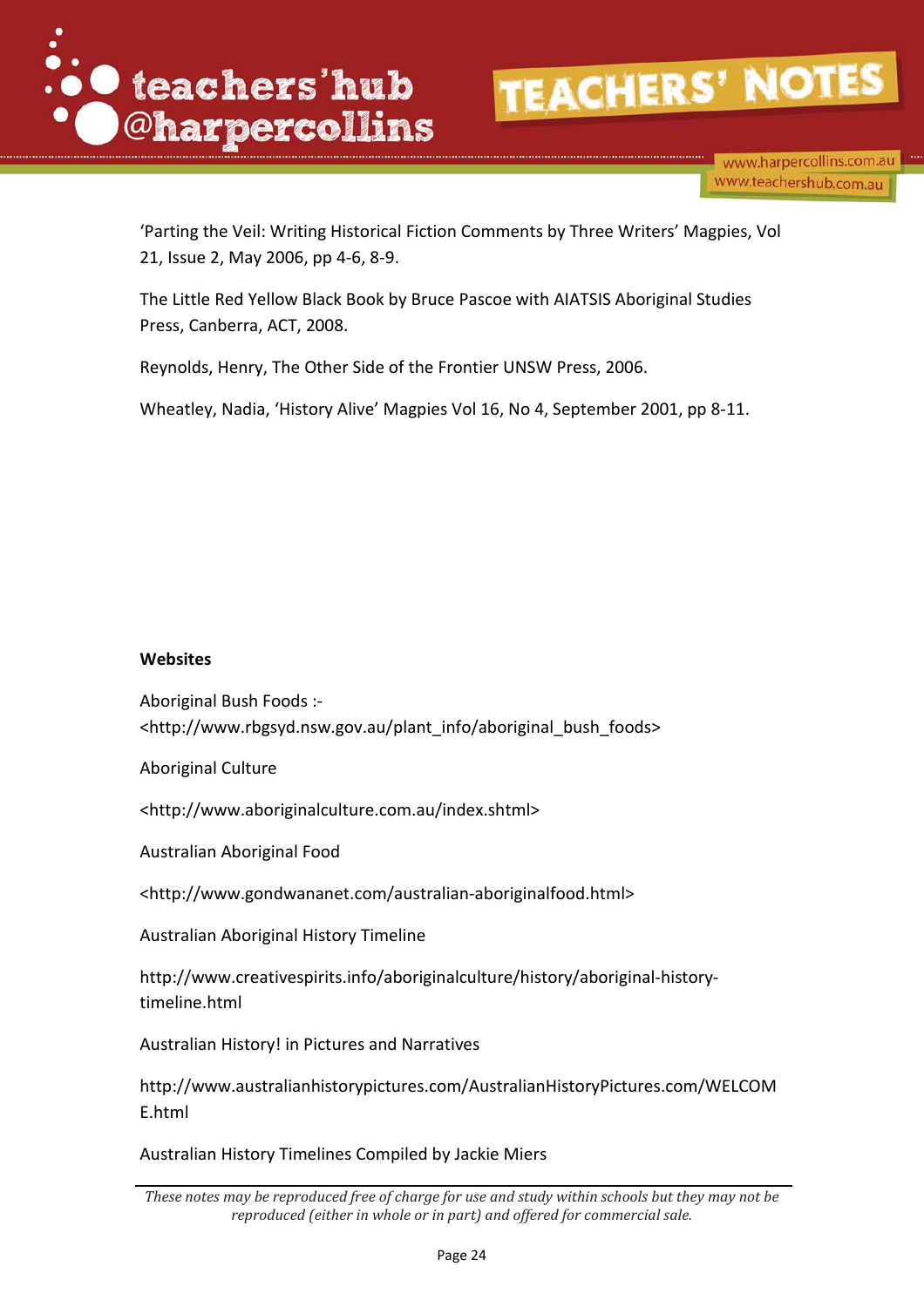'Parting the Veil: Writing Historical Fiction Comments by Three Writers' Magpies, Vol 21, Issue 2, May 2006, pp 4-6, 8-9.

The Little Red Yellow Black Book by Bruce Pascoe with AIATSIS Aboriginal Studies Press, Canberra, ACT, 2008.

Reynolds, Henry, The Other Side of the Frontier UNSW Press, 2006.

Wheatley, Nadia, 'History Alive' Magpies Vol 16, No 4, September 2001, pp 8-11.

**Websites**

Aboriginal Bush Foods :- <http://www.rbgsyd.nsw.gov.au/plant_info/aboriginal_bush_foods>

Aboriginal Culture

<http://www.aboriginalculture.com.au/index.shtml>

Australian Aboriginal Food

<http://www.gondwananet.com/australian-aboriginalfood.html>

Australian Aboriginal History Timeline

http://www.creativespirits.info/aboriginalculture/history/aboriginal-history-timeline.html

Australian History! in Pictures and Narratives

http://www.australianhistorypictures.com/AustralianHistoryPictures.com/WELCOME.html

Australian History Timelines Compiled by Jackie Miers

*These notes may be reproduced free of charge for use and study within schools but they may not be reproduced (either in whole or in part) and offered for commercial sale.*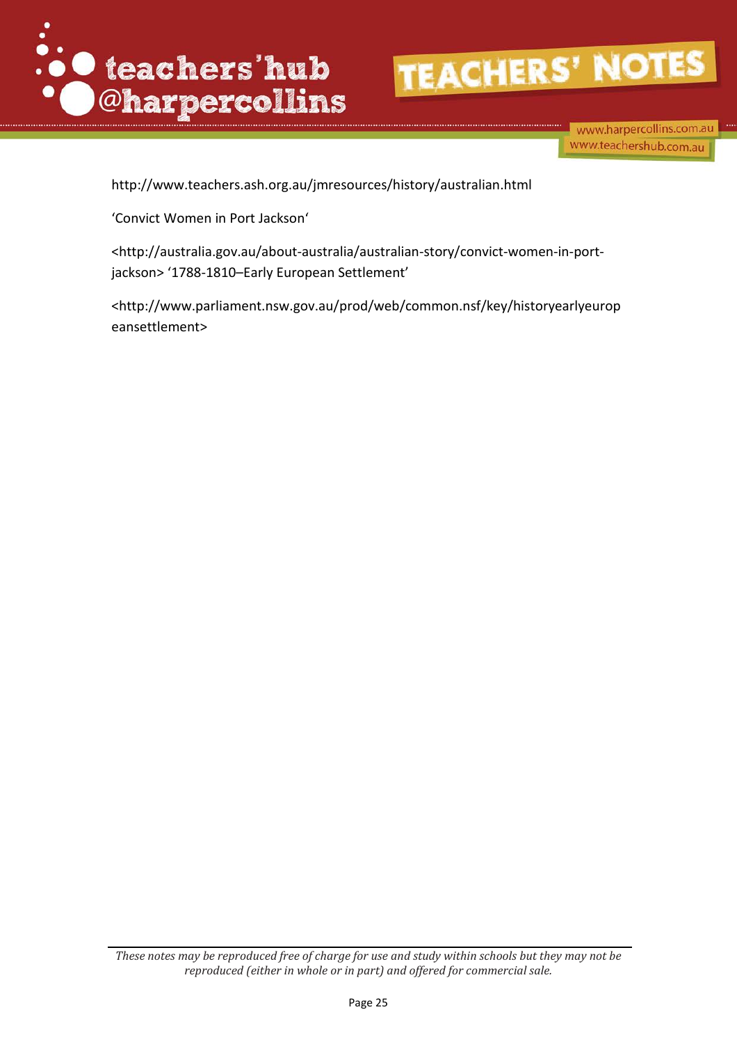http://www.teachers.ash.org.au/jmresources/history/australian.html

'Convict Women in Port Jackson'

<http://australia.gov.au/about-australia/australian-story/convict-women-in-port-jackson> '1788-1810–Early European Settlement'

<http://www.parliament.nsw.gov.au/prod/web/common.nsf/key/historyearlyeuropeansettlement>

*These notes may be reproduced free of charge for use and study within schools but they may not be reproduced (either in whole or in part) and offered for commercial sale.*